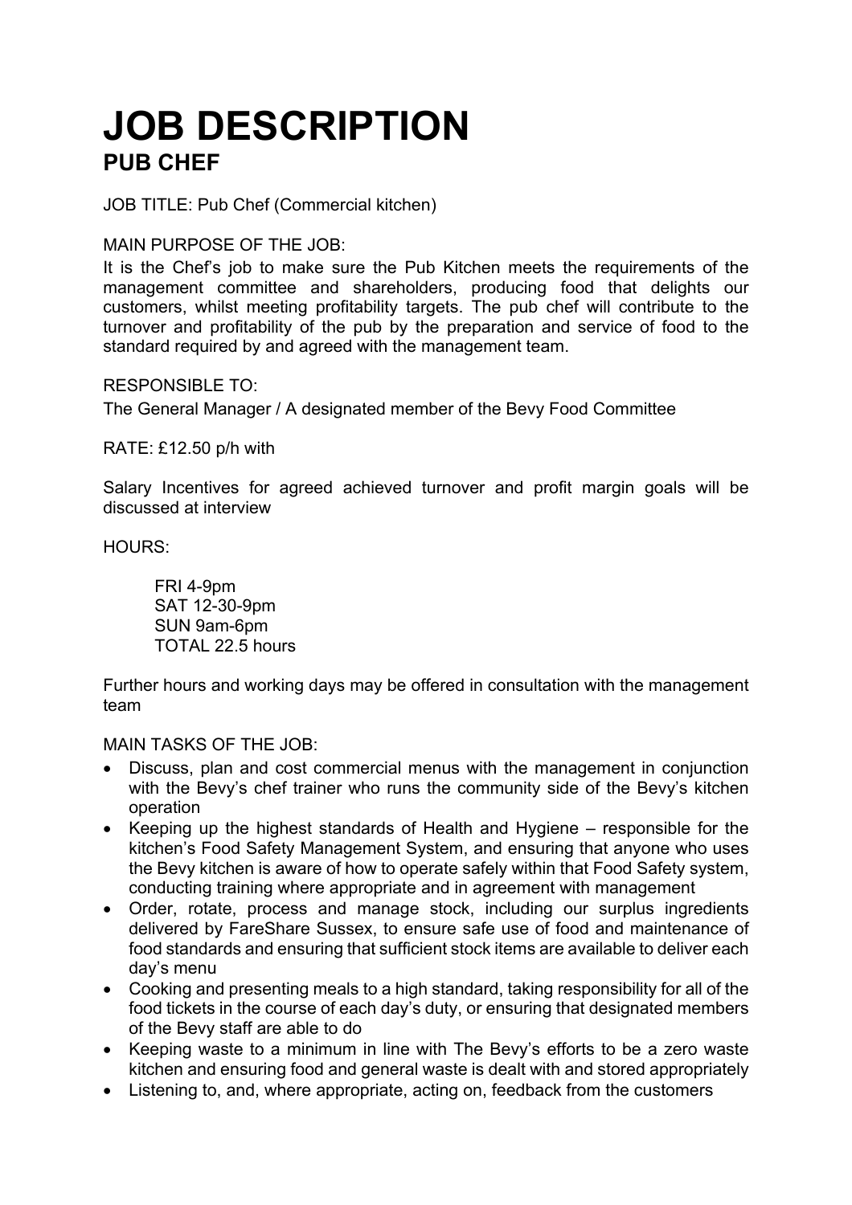# JOB DESCRIPTION

## PUB CHEF

JOB TITLE: Pub Chef (Commercial kitchen)

MAIN PURPOSE OF THE JOB:
It is the Chef's job to make sure the Pub Kitchen meets the requirements of the management committee and shareholders, producing food that delights our customers, whilst meeting profitability targets. The pub chef will contribute to the turnover and profitability of the pub by the preparation and service of food to the standard required by and agreed with the management team.

RESPONSIBLE TO:
The General Manager / A designated member of the Bevy Food Committee

RATE: £12.50 p/h with

Salary Incentives for agreed achieved turnover and profit margin goals will be discussed at interview

HOURS:

FRI 4-9pm
SAT 12-30-9pm
SUN 9am-6pm
TOTAL 22.5 hours

Further hours and working days may be offered in consultation with the management team

MAIN TASKS OF THE JOB:

- Discuss, plan and cost commercial menus with the management in conjunction with the Bevy's chef trainer who runs the community side of the Bevy's kitchen operation
- Keeping up the highest standards of Health and Hygiene – responsible for the kitchen's Food Safety Management System, and ensuring that anyone who uses the Bevy kitchen is aware of how to operate safely within that Food Safety system, conducting training where appropriate and in agreement with management
- Order, rotate, process and manage stock, including our surplus ingredients delivered by FareShare Sussex, to ensure safe use of food and maintenance of food standards and ensuring that sufficient stock items are available to deliver each day's menu
- Cooking and presenting meals to a high standard, taking responsibility for all of the food tickets in the course of each day's duty, or ensuring that designated members of the Bevy staff are able to do
- Keeping waste to a minimum in line with The Bevy's efforts to be a zero waste kitchen and ensuring food and general waste is dealt with and stored appropriately
- Listening to, and, where appropriate, acting on, feedback from the customers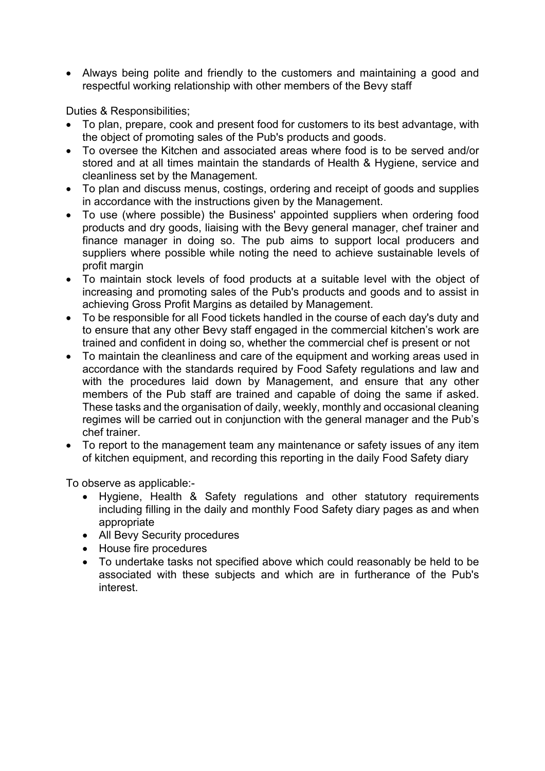- Always being polite and friendly to the customers and maintaining a good and respectful working relationship with other members of the Bevy staff

Duties & Responsibilities;

- To plan, prepare, cook and present food for customers to its best advantage, with the object of promoting sales of the Pub's products and goods.
- To oversee the Kitchen and associated areas where food is to be served and/or stored and at all times maintain the standards of Health & Hygiene, service and cleanliness set by the Management.
- To plan and discuss menus, costings, ordering and receipt of goods and supplies in accordance with the instructions given by the Management.
- To use (where possible) the Business' appointed suppliers when ordering food products and dry goods, liaising with the Bevy general manager, chef trainer and finance manager in doing so. The pub aims to support local producers and suppliers where possible while noting the need to achieve sustainable levels of profit margin
- To maintain stock levels of food products at a suitable level with the object of increasing and promoting sales of the Pub's products and goods and to assist in achieving Gross Profit Margins as detailed by Management.
- To be responsible for all Food tickets handled in the course of each day's duty and to ensure that any other Bevy staff engaged in the commercial kitchen's work are trained and confident in doing so, whether the commercial chef is present or not
- To maintain the cleanliness and care of the equipment and working areas used in accordance with the standards required by Food Safety regulations and law and with the procedures laid down by Management, and ensure that any other members of the Pub staff are trained and capable of doing the same if asked. These tasks and the organisation of daily, weekly, monthly and occasional cleaning regimes will be carried out in conjunction with the general manager and the Pub's chef trainer.
- To report to the management team any maintenance or safety issues of any item of kitchen equipment, and recording this reporting in the daily Food Safety diary

To observe as applicable:-

- Hygiene, Health & Safety regulations and other statutory requirements including filling in the daily and monthly Food Safety diary pages as and when appropriate
- All Bevy Security procedures
- House fire procedures
- To undertake tasks not specified above which could reasonably be held to be associated with these subjects and which are in furtherance of the Pub's interest.